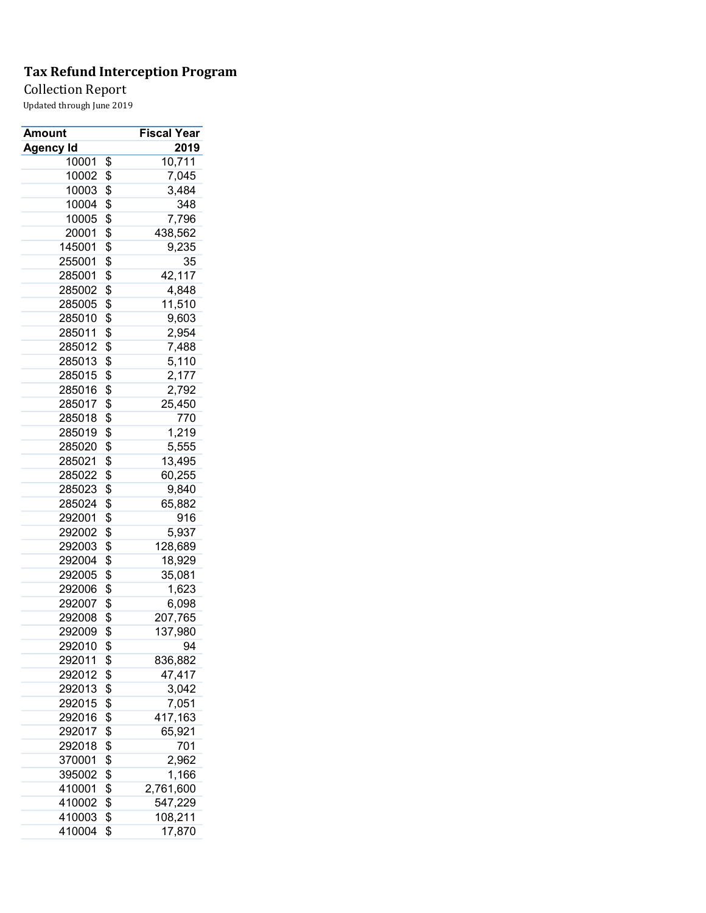# Tax Refund Interception Program

## Collection Report

Updated through June 2019

| Amount | Fiscal Year |
|---|---|
| **Agency Id** | **2019** |
| 10001 | $ 10,711 |
| 10002 | $ 7,045 |
| 10003 | $ 3,484 |
| 10004 | $ 348 |
| 10005 | $ 7,796 |
| 20001 | $ 438,562 |
| 145001 | $ 9,235 |
| 255001 | $ 35 |
| 285001 | $ 42,117 |
| 285002 | $ 4,848 |
| 285005 | $ 11,510 |
| 285010 | $ 9,603 |
| 285011 | $ 2,954 |
| 285012 | $ 7,488 |
| 285013 | $ 5,110 |
| 285015 | $ 2,177 |
| 285016 | $ 2,792 |
| 285017 | $ 25,450 |
| 285018 | $ 770 |
| 285019 | $ 1,219 |
| 285020 | $ 5,555 |
| 285021 | $ 13,495 |
| 285022 | $ 60,255 |
| 285023 | $ 9,840 |
| 285024 | $ 65,882 |
| 292001 | $ 916 |
| 292002 | $ 5,937 |
| 292003 | $ 128,689 |
| 292004 | $ 18,929 |
| 292005 | $ 35,081 |
| 292006 | $ 1,623 |
| 292007 | $ 6,098 |
| 292008 | $ 207,765 |
| 292009 | $ 137,980 |
| 292010 | $ 94 |
| 292011 | $ 836,882 |
| 292012 | $ 47,417 |
| 292013 | $ 3,042 |
| 292015 | $ 7,051 |
| 292016 | $ 417,163 |
| 292017 | $ 65,921 |
| 292018 | $ 701 |
| 370001 | $ 2,962 |
| 395002 | $ 1,166 |
| 410001 | $ 2,761,600 |
| 410002 | $ 547,229 |
| 410003 | $ 108,211 |
| 410004 | $ 17,870 |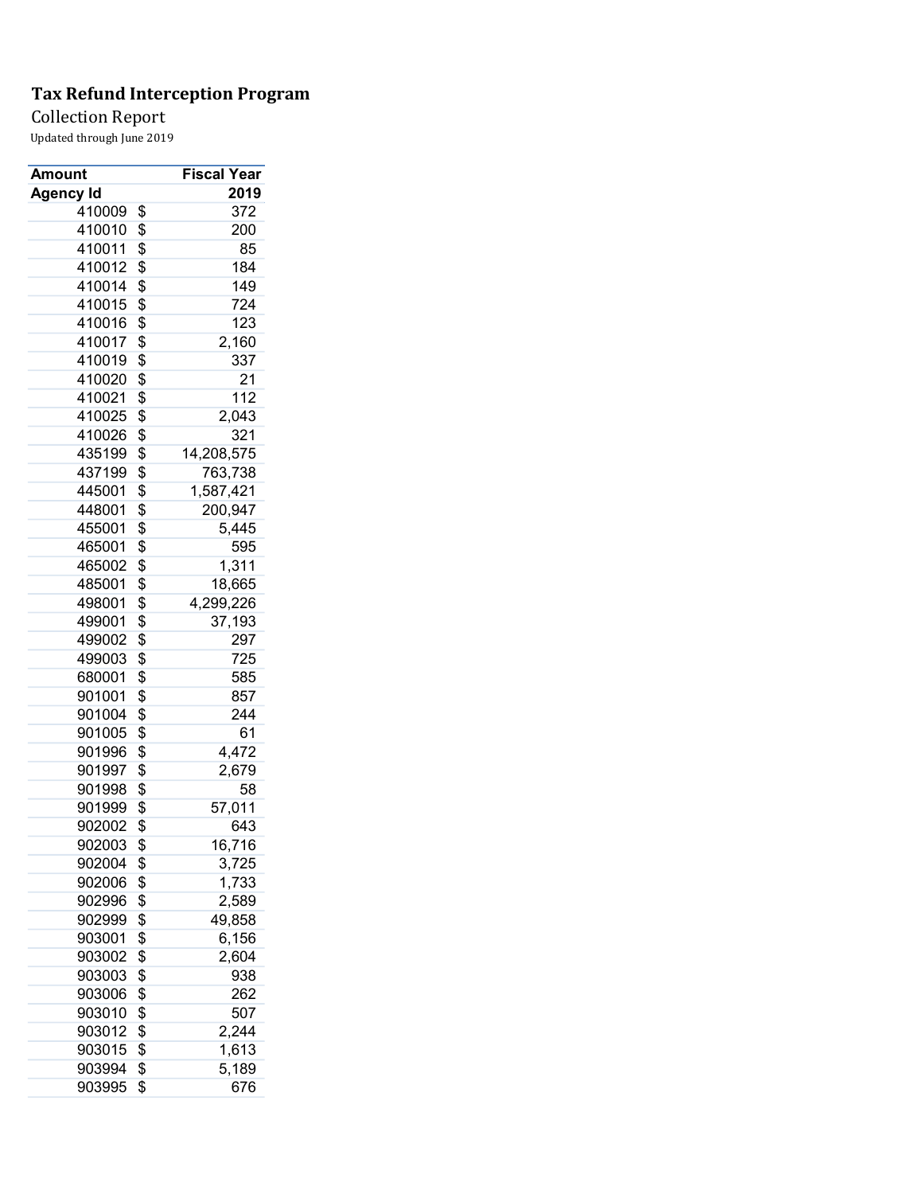# Tax Refund Interception Program

Collection Report

Updated through June 2019

| Amount | | Fiscal Year |
|---|---|---|
| **Agency Id** | | **2019** |
| 410009 | $ | 372 |
| 410010 | $ | 200 |
| 410011 | $ | 85 |
| 410012 | $ | 184 |
| 410014 | $ | 149 |
| 410015 | $ | 724 |
| 410016 | $ | 123 |
| 410017 | $ | 2,160 |
| 410019 | $ | 337 |
| 410020 | $ | 21 |
| 410021 | $ | 112 |
| 410025 | $ | 2,043 |
| 410026 | $ | 321 |
| 435199 | $ | 14,208,575 |
| 437199 | $ | 763,738 |
| 445001 | $ | 1,587,421 |
| 448001 | $ | 200,947 |
| 455001 | $ | 5,445 |
| 465001 | $ | 595 |
| 465002 | $ | 1,311 |
| 485001 | $ | 18,665 |
| 498001 | $ | 4,299,226 |
| 499001 | $ | 37,193 |
| 499002 | $ | 297 |
| 499003 | $ | 725 |
| 680001 | $ | 585 |
| 901001 | $ | 857 |
| 901004 | $ | 244 |
| 901005 | $ | 61 |
| 901996 | $ | 4,472 |
| 901997 | $ | 2,679 |
| 901998 | $ | 58 |
| 901999 | $ | 57,011 |
| 902002 | $ | 643 |
| 902003 | $ | 16,716 |
| 902004 | $ | 3,725 |
| 902006 | $ | 1,733 |
| 902996 | $ | 2,589 |
| 902999 | $ | 49,858 |
| 903001 | $ | 6,156 |
| 903002 | $ | 2,604 |
| 903003 | $ | 938 |
| 903006 | $ | 262 |
| 903010 | $ | 507 |
| 903012 | $ | 2,244 |
| 903015 | $ | 1,613 |
| 903994 | $ | 5,189 |
| 903995 | $ | 676 |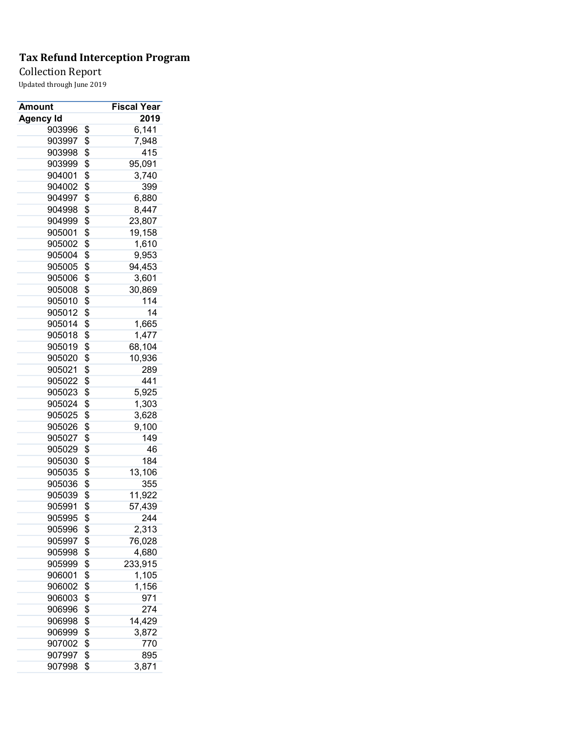# Tax Refund Interception Program

Collection Report

Updated through June 2019

| Amount | | Fiscal Year |
|---|---|---|
| Agency Id | | 2019 |
| 903996 | $ | 6,141 |
| 903997 | $ | 7,948 |
| 903998 | $ | 415 |
| 903999 | $ | 95,091 |
| 904001 | $ | 3,740 |
| 904002 | $ | 399 |
| 904997 | $ | 6,880 |
| 904998 | $ | 8,447 |
| 904999 | $ | 23,807 |
| 905001 | $ | 19,158 |
| 905002 | $ | 1,610 |
| 905004 | $ | 9,953 |
| 905005 | $ | 94,453 |
| 905006 | $ | 3,601 |
| 905008 | $ | 30,869 |
| 905010 | $ | 114 |
| 905012 | $ | 14 |
| 905014 | $ | 1,665 |
| 905018 | $ | 1,477 |
| 905019 | $ | 68,104 |
| 905020 | $ | 10,936 |
| 905021 | $ | 289 |
| 905022 | $ | 441 |
| 905023 | $ | 5,925 |
| 905024 | $ | 1,303 |
| 905025 | $ | 3,628 |
| 905026 | $ | 9,100 |
| 905027 | $ | 149 |
| 905029 | $ | 46 |
| 905030 | $ | 184 |
| 905035 | $ | 13,106 |
| 905036 | $ | 355 |
| 905039 | $ | 11,922 |
| 905991 | $ | 57,439 |
| 905995 | $ | 244 |
| 905996 | $ | 2,313 |
| 905997 | $ | 76,028 |
| 905998 | $ | 4,680 |
| 905999 | $ | 233,915 |
| 906001 | $ | 1,105 |
| 906002 | $ | 1,156 |
| 906003 | $ | 971 |
| 906996 | $ | 274 |
| 906998 | $ | 14,429 |
| 906999 | $ | 3,872 |
| 907002 | $ | 770 |
| 907997 | $ | 895 |
| 907998 | $ | 3,871 |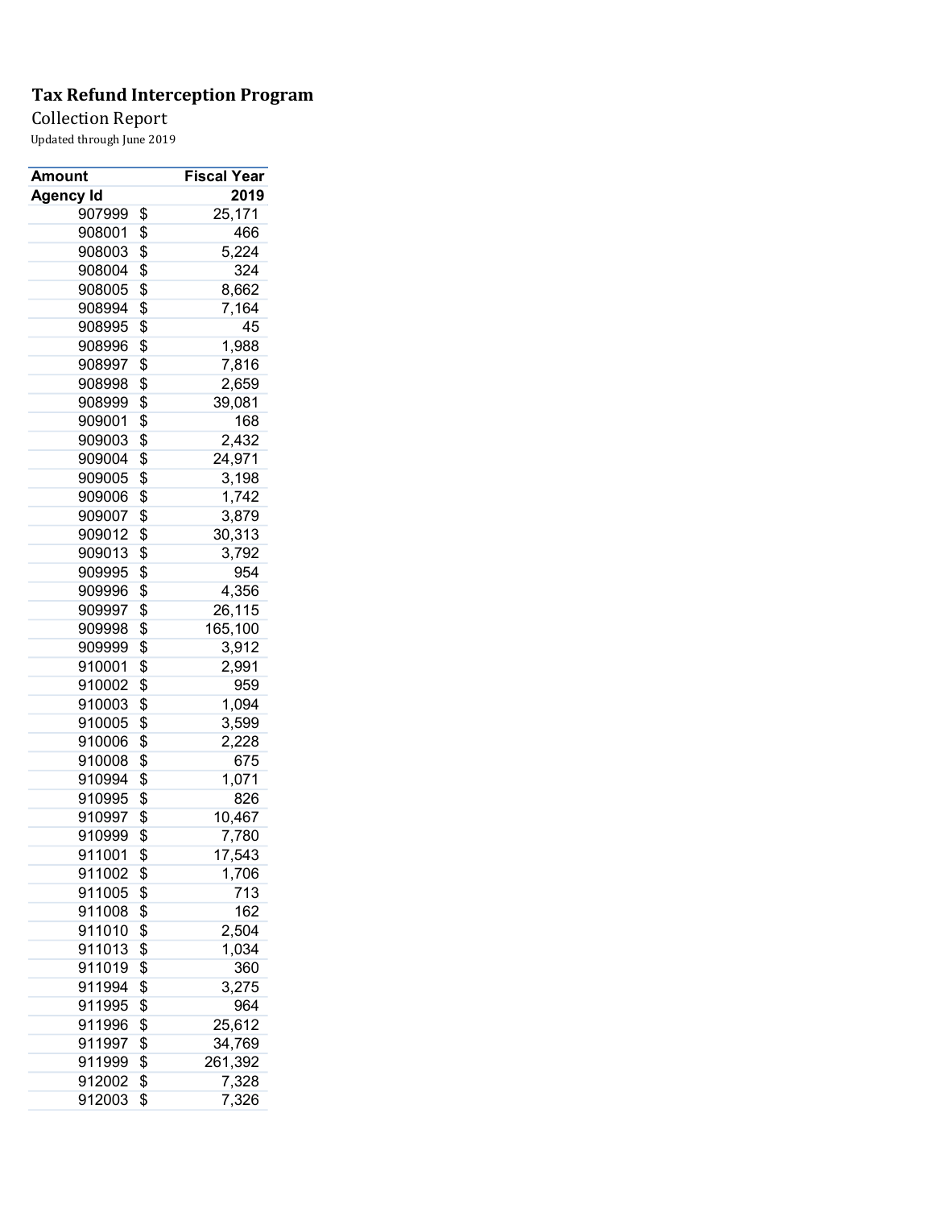# Tax Refund Interception Program

Collection Report

Updated through June 2019

| Amount | | Fiscal Year |
|---|---|---|
| Agency Id | | 2019 |
| 907999 | $ | 25,171 |
| 908001 | $ | 466 |
| 908003 | $ | 5,224 |
| 908004 | $ | 324 |
| 908005 | $ | 8,662 |
| 908994 | $ | 7,164 |
| 908995 | $ | 45 |
| 908996 | $ | 1,988 |
| 908997 | $ | 7,816 |
| 908998 | $ | 2,659 |
| 908999 | $ | 39,081 |
| 909001 | $ | 168 |
| 909003 | $ | 2,432 |
| 909004 | $ | 24,971 |
| 909005 | $ | 3,198 |
| 909006 | $ | 1,742 |
| 909007 | $ | 3,879 |
| 909012 | $ | 30,313 |
| 909013 | $ | 3,792 |
| 909995 | $ | 954 |
| 909996 | $ | 4,356 |
| 909997 | $ | 26,115 |
| 909998 | $ | 165,100 |
| 909999 | $ | 3,912 |
| 910001 | $ | 2,991 |
| 910002 | $ | 959 |
| 910003 | $ | 1,094 |
| 910005 | $ | 3,599 |
| 910006 | $ | 2,228 |
| 910008 | $ | 675 |
| 910994 | $ | 1,071 |
| 910995 | $ | 826 |
| 910997 | $ | 10,467 |
| 910999 | $ | 7,780 |
| 911001 | $ | 17,543 |
| 911002 | $ | 1,706 |
| 911005 | $ | 713 |
| 911008 | $ | 162 |
| 911010 | $ | 2,504 |
| 911013 | $ | 1,034 |
| 911019 | $ | 360 |
| 911994 | $ | 3,275 |
| 911995 | $ | 964 |
| 911996 | $ | 25,612 |
| 911997 | $ | 34,769 |
| 911999 | $ | 261,392 |
| 912002 | $ | 7,328 |
| 912003 | $ | 7,326 |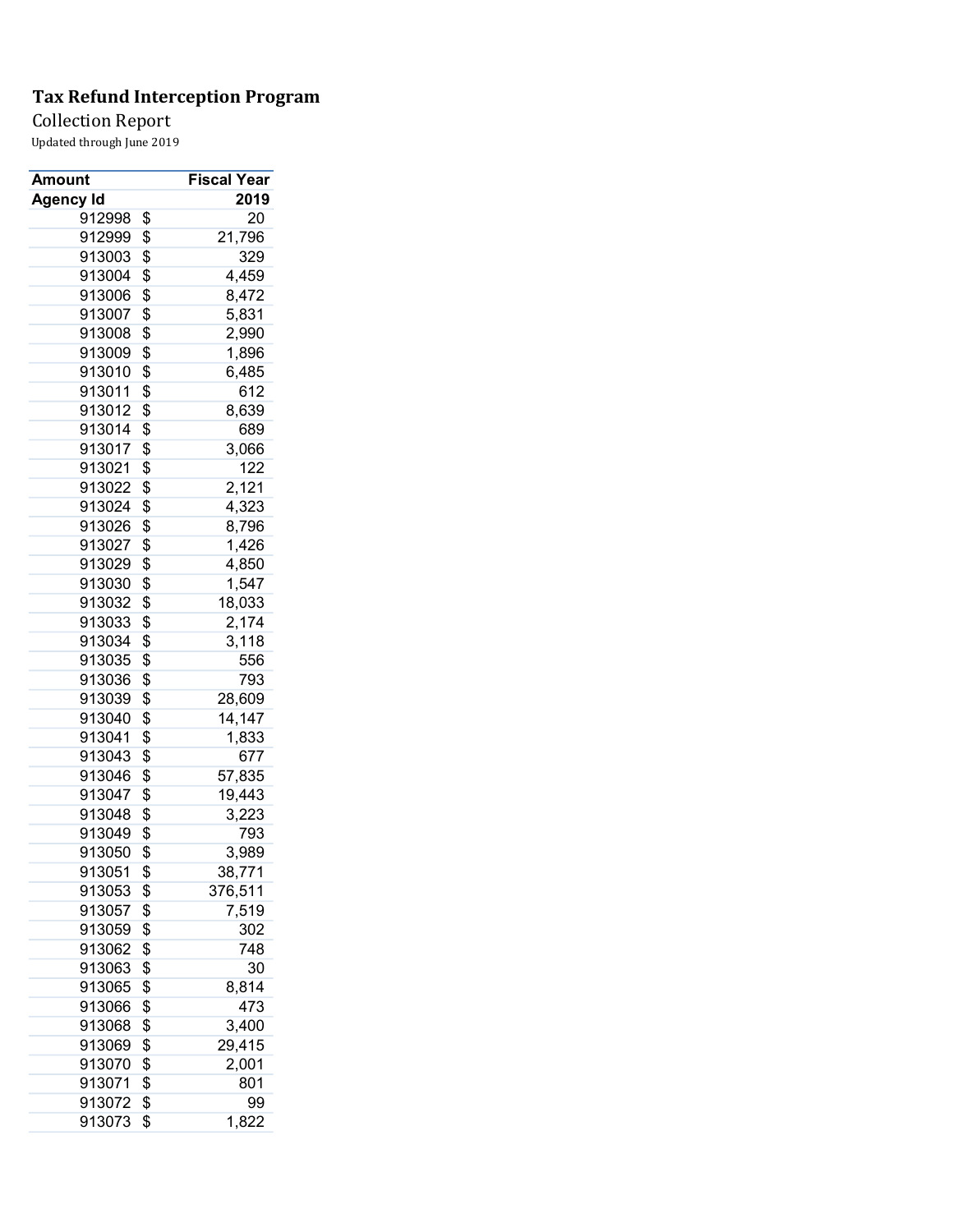**Tax Refund Interception Program**

Collection Report

Updated through June 2019

| Amount | Fiscal Year |
|---|---|
| **Agency Id** | **2019** |
| 912998 | $ 20 |
| 912999 | $ 21,796 |
| 913003 | $ 329 |
| 913004 | $ 4,459 |
| 913006 | $ 8,472 |
| 913007 | $ 5,831 |
| 913008 | $ 2,990 |
| 913009 | $ 1,896 |
| 913010 | $ 6,485 |
| 913011 | $ 612 |
| 913012 | $ 8,639 |
| 913014 | $ 689 |
| 913017 | $ 3,066 |
| 913021 | $ 122 |
| 913022 | $ 2,121 |
| 913024 | $ 4,323 |
| 913026 | $ 8,796 |
| 913027 | $ 1,426 |
| 913029 | $ 4,850 |
| 913030 | $ 1,547 |
| 913032 | $ 18,033 |
| 913033 | $ 2,174 |
| 913034 | $ 3,118 |
| 913035 | $ 556 |
| 913036 | $ 793 |
| 913039 | $ 28,609 |
| 913040 | $ 14,147 |
| 913041 | $ 1,833 |
| 913043 | $ 677 |
| 913046 | $ 57,835 |
| 913047 | $ 19,443 |
| 913048 | $ 3,223 |
| 913049 | $ 793 |
| 913050 | $ 3,989 |
| 913051 | $ 38,771 |
| 913053 | $ 376,511 |
| 913057 | $ 7,519 |
| 913059 | $ 302 |
| 913062 | $ 748 |
| 913063 | $ 30 |
| 913065 | $ 8,814 |
| 913066 | $ 473 |
| 913068 | $ 3,400 |
| 913069 | $ 29,415 |
| 913070 | $ 2,001 |
| 913071 | $ 801 |
| 913072 | $ 99 |
| 913073 | $ 1,822 |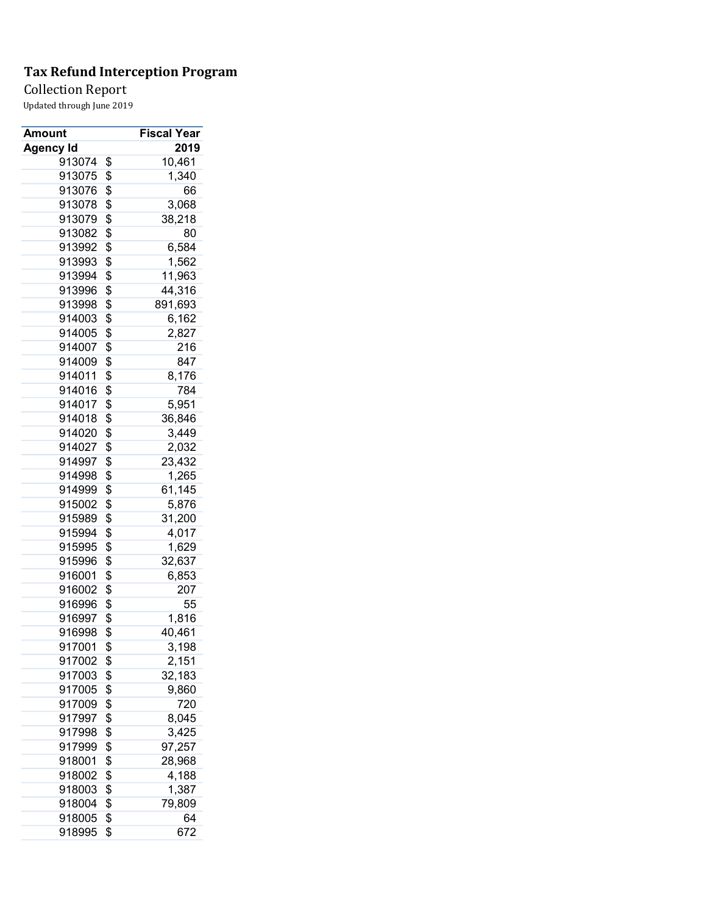**Tax Refund Interception Program**

Collection Report

Updated through June 2019

| Amount | Fiscal Year |
|---|---|
| **Agency Id** | **2019** |
| 913074 | $ 10,461 |
| 913075 | $ 1,340 |
| 913076 | $ 66 |
| 913078 | $ 3,068 |
| 913079 | $ 38,218 |
| 913082 | $ 80 |
| 913992 | $ 6,584 |
| 913993 | $ 1,562 |
| 913994 | $ 11,963 |
| 913996 | $ 44,316 |
| 913998 | $ 891,693 |
| 914003 | $ 6,162 |
| 914005 | $ 2,827 |
| 914007 | $ 216 |
| 914009 | $ 847 |
| 914011 | $ 8,176 |
| 914016 | $ 784 |
| 914017 | $ 5,951 |
| 914018 | $ 36,846 |
| 914020 | $ 3,449 |
| 914027 | $ 2,032 |
| 914997 | $ 23,432 |
| 914998 | $ 1,265 |
| 914999 | $ 61,145 |
| 915002 | $ 5,876 |
| 915989 | $ 31,200 |
| 915994 | $ 4,017 |
| 915995 | $ 1,629 |
| 915996 | $ 32,637 |
| 916001 | $ 6,853 |
| 916002 | $ 207 |
| 916996 | $ 55 |
| 916997 | $ 1,816 |
| 916998 | $ 40,461 |
| 917001 | $ 3,198 |
| 917002 | $ 2,151 |
| 917003 | $ 32,183 |
| 917005 | $ 9,860 |
| 917009 | $ 720 |
| 917997 | $ 8,045 |
| 917998 | $ 3,425 |
| 917999 | $ 97,257 |
| 918001 | $ 28,968 |
| 918002 | $ 4,188 |
| 918003 | $ 1,387 |
| 918004 | $ 79,809 |
| 918005 | $ 64 |
| 918995 | $ 672 |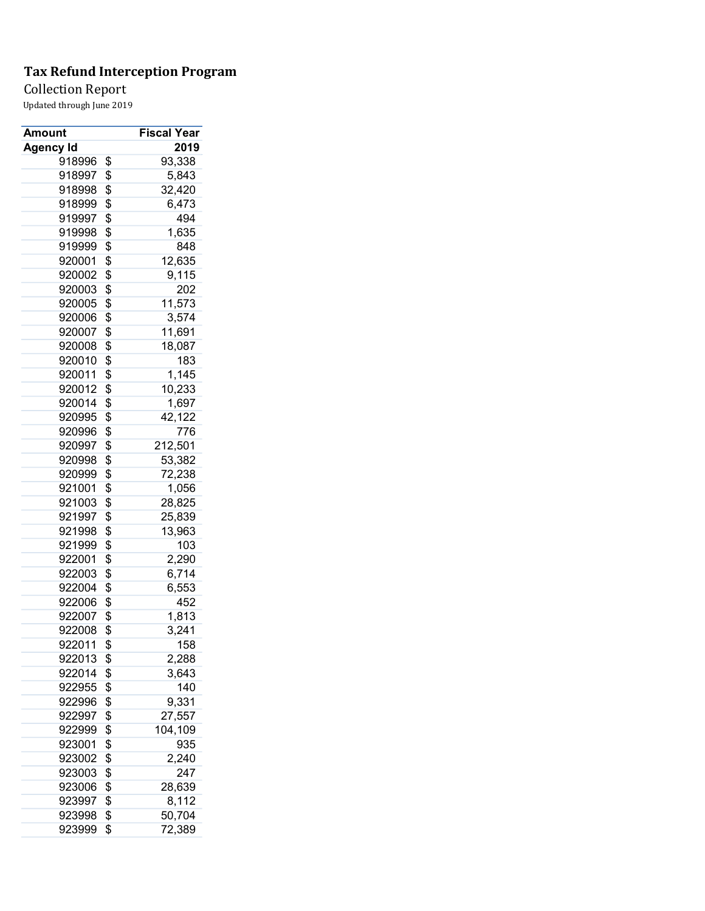**Tax Refund Interception Program**

Collection Report

Updated through June 2019

| Amount | Fiscal Year |
|---|---|
| Agency Id | 2019 |
| 918996 | $ 93,338 |
| 918997 | $ 5,843 |
| 918998 | $ 32,420 |
| 918999 | $ 6,473 |
| 919997 | $ 494 |
| 919998 | $ 1,635 |
| 919999 | $ 848 |
| 920001 | $ 12,635 |
| 920002 | $ 9,115 |
| 920003 | $ 202 |
| 920005 | $ 11,573 |
| 920006 | $ 3,574 |
| 920007 | $ 11,691 |
| 920008 | $ 18,087 |
| 920010 | $ 183 |
| 920011 | $ 1,145 |
| 920012 | $ 10,233 |
| 920014 | $ 1,697 |
| 920995 | $ 42,122 |
| 920996 | $ 776 |
| 920997 | $ 212,501 |
| 920998 | $ 53,382 |
| 920999 | $ 72,238 |
| 921001 | $ 1,056 |
| 921003 | $ 28,825 |
| 921997 | $ 25,839 |
| 921998 | $ 13,963 |
| 921999 | $ 103 |
| 922001 | $ 2,290 |
| 922003 | $ 6,714 |
| 922004 | $ 6,553 |
| 922006 | $ 452 |
| 922007 | $ 1,813 |
| 922008 | $ 3,241 |
| 922011 | $ 158 |
| 922013 | $ 2,288 |
| 922014 | $ 3,643 |
| 922955 | $ 140 |
| 922996 | $ 9,331 |
| 922997 | $ 27,557 |
| 922999 | $ 104,109 |
| 923001 | $ 935 |
| 923002 | $ 2,240 |
| 923003 | $ 247 |
| 923006 | $ 28,639 |
| 923997 | $ 8,112 |
| 923998 | $ 50,704 |
| 923999 | $ 72,389 |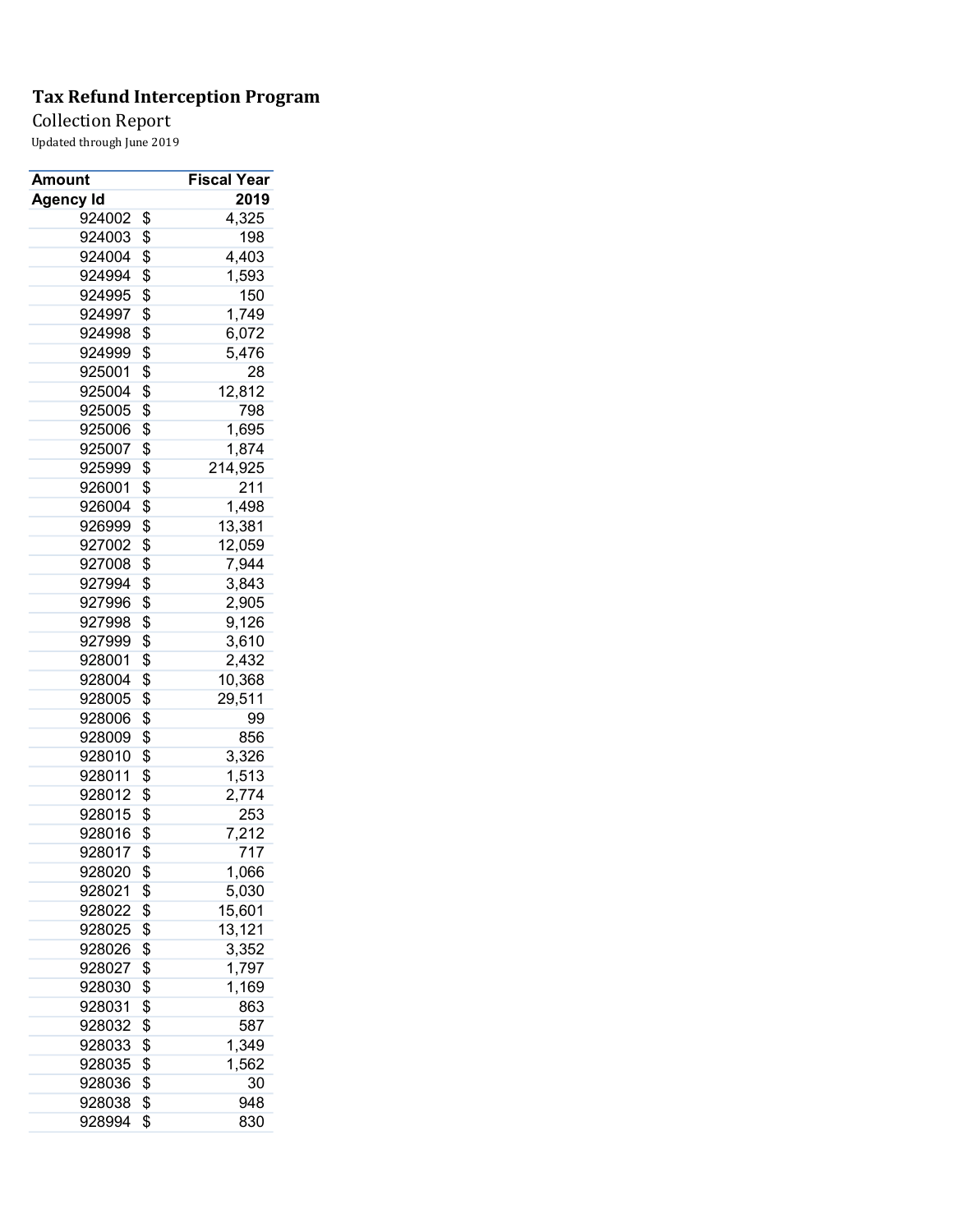**Tax Refund Interception Program**

Collection Report

Updated through June 2019

| Amount | Fiscal Year |
|---|---|
| **Agency Id** | **2019** |
| 924002 | $ 4,325 |
| 924003 | $ 198 |
| 924004 | $ 4,403 |
| 924994 | $ 1,593 |
| 924995 | $ 150 |
| 924997 | $ 1,749 |
| 924998 | $ 6,072 |
| 924999 | $ 5,476 |
| 925001 | $ 28 |
| 925004 | $ 12,812 |
| 925005 | $ 798 |
| 925006 | $ 1,695 |
| 925007 | $ 1,874 |
| 925999 | $ 214,925 |
| 926001 | $ 211 |
| 926004 | $ 1,498 |
| 926999 | $ 13,381 |
| 927002 | $ 12,059 |
| 927008 | $ 7,944 |
| 927994 | $ 3,843 |
| 927996 | $ 2,905 |
| 927998 | $ 9,126 |
| 927999 | $ 3,610 |
| 928001 | $ 2,432 |
| 928004 | $ 10,368 |
| 928005 | $ 29,511 |
| 928006 | $ 99 |
| 928009 | $ 856 |
| 928010 | $ 3,326 |
| 928011 | $ 1,513 |
| 928012 | $ 2,774 |
| 928015 | $ 253 |
| 928016 | $ 7,212 |
| 928017 | $ 717 |
| 928020 | $ 1,066 |
| 928021 | $ 5,030 |
| 928022 | $ 15,601 |
| 928025 | $ 13,121 |
| 928026 | $ 3,352 |
| 928027 | $ 1,797 |
| 928030 | $ 1,169 |
| 928031 | $ 863 |
| 928032 | $ 587 |
| 928033 | $ 1,349 |
| 928035 | $ 1,562 |
| 928036 | $ 30 |
| 928038 | $ 948 |
| 928994 | $ 830 |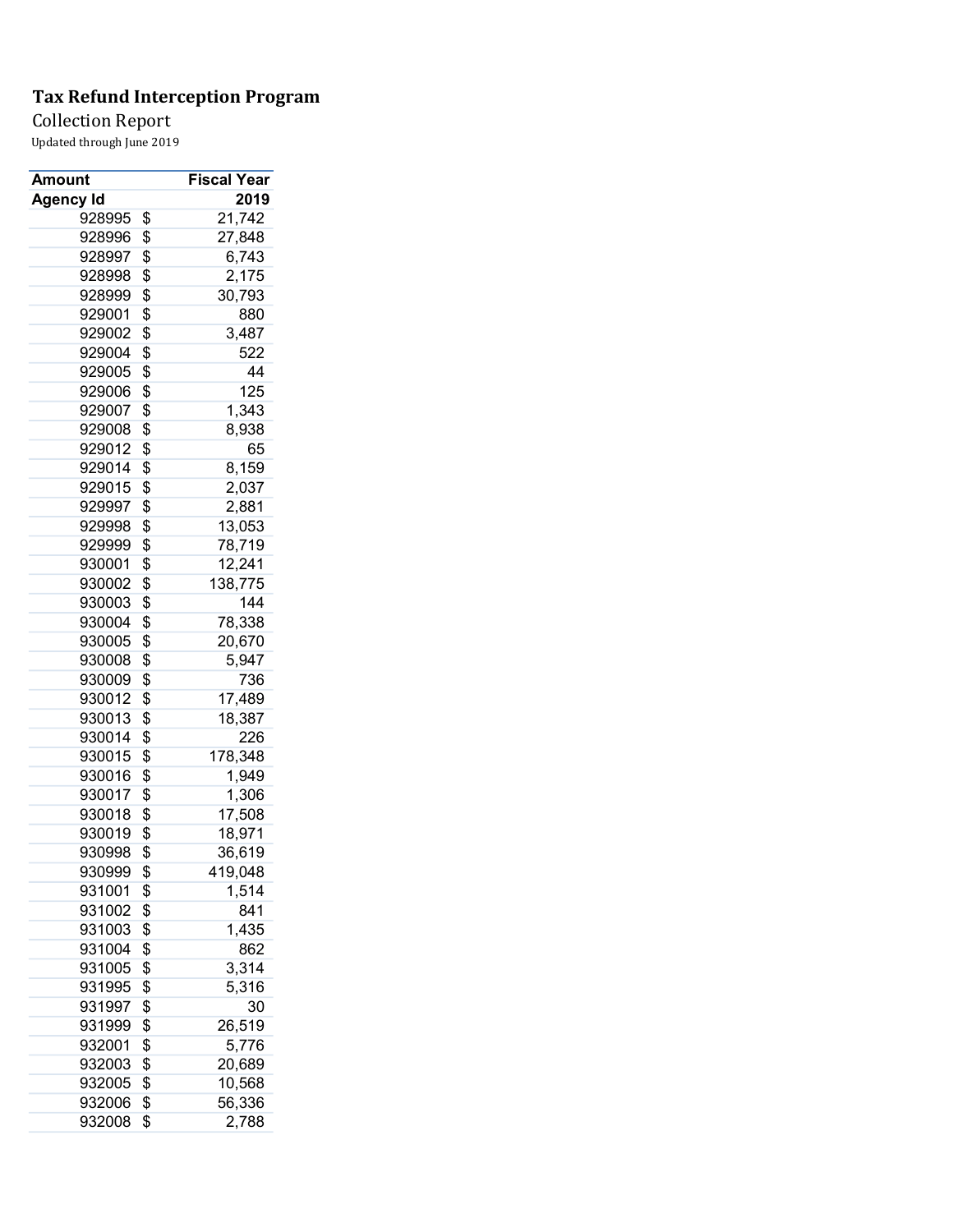# Tax Refund Interception Program

Collection Report

Updated through June 2019

| Amount | Fiscal Year |
|---|---|
| Agency Id | 2019 |
| 928995 | $ 21,742 |
| 928996 | $ 27,848 |
| 928997 | $ 6,743 |
| 928998 | $ 2,175 |
| 928999 | $ 30,793 |
| 929001 | $ 880 |
| 929002 | $ 3,487 |
| 929004 | $ 522 |
| 929005 | $ 44 |
| 929006 | $ 125 |
| 929007 | $ 1,343 |
| 929008 | $ 8,938 |
| 929012 | $ 65 |
| 929014 | $ 8,159 |
| 929015 | $ 2,037 |
| 929997 | $ 2,881 |
| 929998 | $ 13,053 |
| 929999 | $ 78,719 |
| 930001 | $ 12,241 |
| 930002 | $ 138,775 |
| 930003 | $ 144 |
| 930004 | $ 78,338 |
| 930005 | $ 20,670 |
| 930008 | $ 5,947 |
| 930009 | $ 736 |
| 930012 | $ 17,489 |
| 930013 | $ 18,387 |
| 930014 | $ 226 |
| 930015 | $ 178,348 |
| 930016 | $ 1,949 |
| 930017 | $ 1,306 |
| 930018 | $ 17,508 |
| 930019 | $ 18,971 |
| 930998 | $ 36,619 |
| 930999 | $ 419,048 |
| 931001 | $ 1,514 |
| 931002 | $ 841 |
| 931003 | $ 1,435 |
| 931004 | $ 862 |
| 931005 | $ 3,314 |
| 931995 | $ 5,316 |
| 931997 | $ 30 |
| 931999 | $ 26,519 |
| 932001 | $ 5,776 |
| 932003 | $ 20,689 |
| 932005 | $ 10,568 |
| 932006 | $ 56,336 |
| 932008 | $ 2,788 |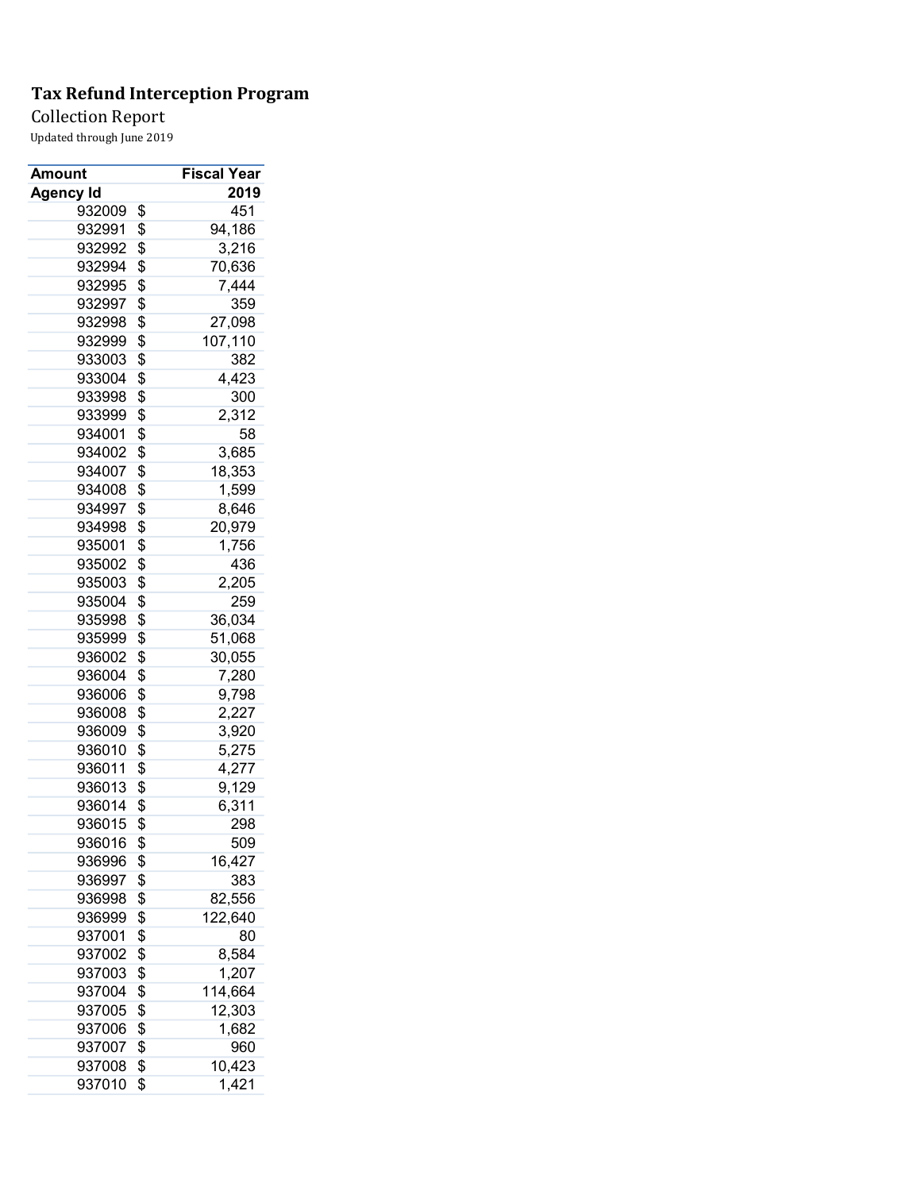**Tax Refund Interception Program**

Collection Report

Updated through June 2019

| Amount | Fiscal Year |
|---|---|
| Agency Id | 2019 |
| 932009 | $ 451 |
| 932991 | $ 94,186 |
| 932992 | $ 3,216 |
| 932994 | $ 70,636 |
| 932995 | $ 7,444 |
| 932997 | $ 359 |
| 932998 | $ 27,098 |
| 932999 | $ 107,110 |
| 933003 | $ 382 |
| 933004 | $ 4,423 |
| 933998 | $ 300 |
| 933999 | $ 2,312 |
| 934001 | $ 58 |
| 934002 | $ 3,685 |
| 934007 | $ 18,353 |
| 934008 | $ 1,599 |
| 934997 | $ 8,646 |
| 934998 | $ 20,979 |
| 935001 | $ 1,756 |
| 935002 | $ 436 |
| 935003 | $ 2,205 |
| 935004 | $ 259 |
| 935998 | $ 36,034 |
| 935999 | $ 51,068 |
| 936002 | $ 30,055 |
| 936004 | $ 7,280 |
| 936006 | $ 9,798 |
| 936008 | $ 2,227 |
| 936009 | $ 3,920 |
| 936010 | $ 5,275 |
| 936011 | $ 4,277 |
| 936013 | $ 9,129 |
| 936014 | $ 6,311 |
| 936015 | $ 298 |
| 936016 | $ 509 |
| 936996 | $ 16,427 |
| 936997 | $ 383 |
| 936998 | $ 82,556 |
| 936999 | $ 122,640 |
| 937001 | $ 80 |
| 937002 | $ 8,584 |
| 937003 | $ 1,207 |
| 937004 | $ 114,664 |
| 937005 | $ 12,303 |
| 937006 | $ 1,682 |
| 937007 | $ 960 |
| 937008 | $ 10,423 |
| 937010 | $ 1,421 |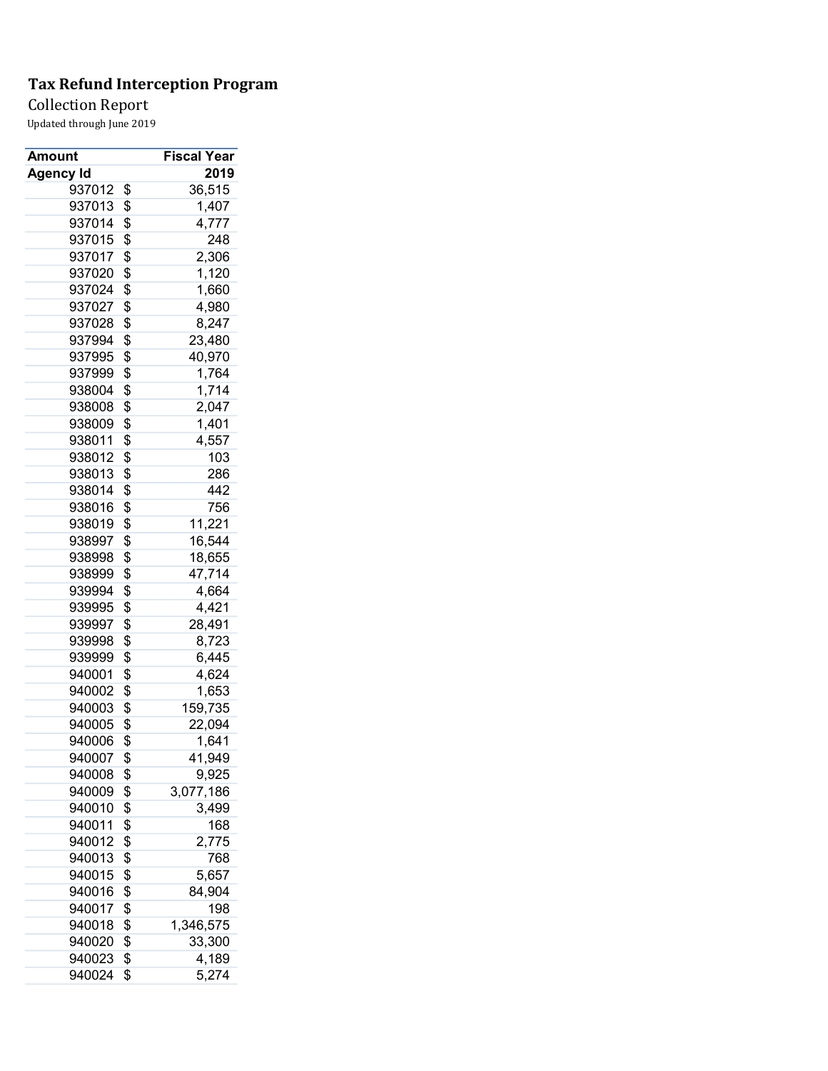**Tax Refund Interception Program**

Collection Report

Updated through June 2019

| Amount | | Fiscal Year |
|---|---|---|
| Agency Id | | 2019 |
| 937012 | $ | 36,515 |
| 937013 | $ | 1,407 |
| 937014 | $ | 4,777 |
| 937015 | $ | 248 |
| 937017 | $ | 2,306 |
| 937020 | $ | 1,120 |
| 937024 | $ | 1,660 |
| 937027 | $ | 4,980 |
| 937028 | $ | 8,247 |
| 937994 | $ | 23,480 |
| 937995 | $ | 40,970 |
| 937999 | $ | 1,764 |
| 938004 | $ | 1,714 |
| 938008 | $ | 2,047 |
| 938009 | $ | 1,401 |
| 938011 | $ | 4,557 |
| 938012 | $ | 103 |
| 938013 | $ | 286 |
| 938014 | $ | 442 |
| 938016 | $ | 756 |
| 938019 | $ | 11,221 |
| 938997 | $ | 16,544 |
| 938998 | $ | 18,655 |
| 938999 | $ | 47,714 |
| 939994 | $ | 4,664 |
| 939995 | $ | 4,421 |
| 939997 | $ | 28,491 |
| 939998 | $ | 8,723 |
| 939999 | $ | 6,445 |
| 940001 | $ | 4,624 |
| 940002 | $ | 1,653 |
| 940003 | $ | 159,735 |
| 940005 | $ | 22,094 |
| 940006 | $ | 1,641 |
| 940007 | $ | 41,949 |
| 940008 | $ | 9,925 |
| 940009 | $ | 3,077,186 |
| 940010 | $ | 3,499 |
| 940011 | $ | 168 |
| 940012 | $ | 2,775 |
| 940013 | $ | 768 |
| 940015 | $ | 5,657 |
| 940016 | $ | 84,904 |
| 940017 | $ | 198 |
| 940018 | $ | 1,346,575 |
| 940020 | $ | 33,300 |
| 940023 | $ | 4,189 |
| 940024 | $ | 5,274 |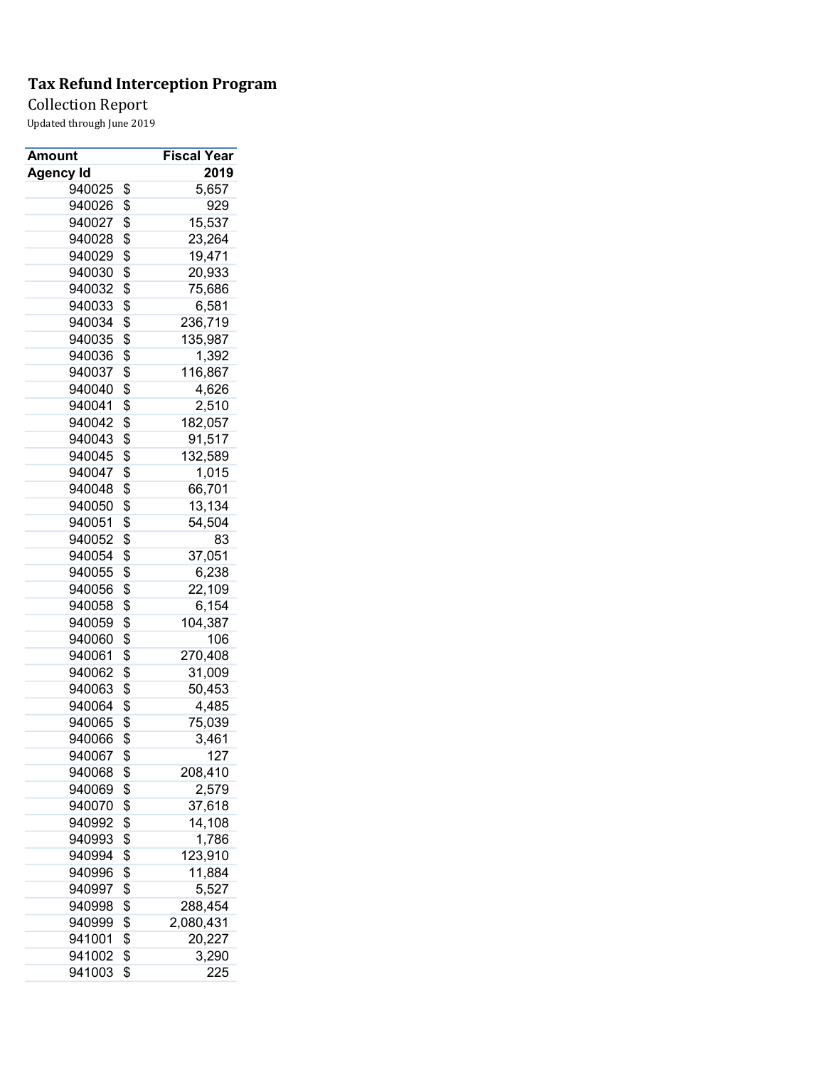**Tax Refund Interception Program**

Collection Report

Updated through June 2019

| Amount | Fiscal Year |
|---|---|
| Agency Id | 2019 |
| 940025 | $ 5,657 |
| 940026 | $ 929 |
| 940027 | $ 15,537 |
| 940028 | $ 23,264 |
| 940029 | $ 19,471 |
| 940030 | $ 20,933 |
| 940032 | $ 75,686 |
| 940033 | $ 6,581 |
| 940034 | $ 236,719 |
| 940035 | $ 135,987 |
| 940036 | $ 1,392 |
| 940037 | $ 116,867 |
| 940040 | $ 4,626 |
| 940041 | $ 2,510 |
| 940042 | $ 182,057 |
| 940043 | $ 91,517 |
| 940045 | $ 132,589 |
| 940047 | $ 1,015 |
| 940048 | $ 66,701 |
| 940050 | $ 13,134 |
| 940051 | $ 54,504 |
| 940052 | $ 83 |
| 940054 | $ 37,051 |
| 940055 | $ 6,238 |
| 940056 | $ 22,109 |
| 940058 | $ 6,154 |
| 940059 | $ 104,387 |
| 940060 | $ 106 |
| 940061 | $ 270,408 |
| 940062 | $ 31,009 |
| 940063 | $ 50,453 |
| 940064 | $ 4,485 |
| 940065 | $ 75,039 |
| 940066 | $ 3,461 |
| 940067 | $ 127 |
| 940068 | $ 208,410 |
| 940069 | $ 2,579 |
| 940070 | $ 37,618 |
| 940992 | $ 14,108 |
| 940993 | $ 1,786 |
| 940994 | $ 123,910 |
| 940996 | $ 11,884 |
| 940997 | $ 5,527 |
| 940998 | $ 288,454 |
| 940999 | $ 2,080,431 |
| 941001 | $ 20,227 |
| 941002 | $ 3,290 |
| 941003 | $ 225 |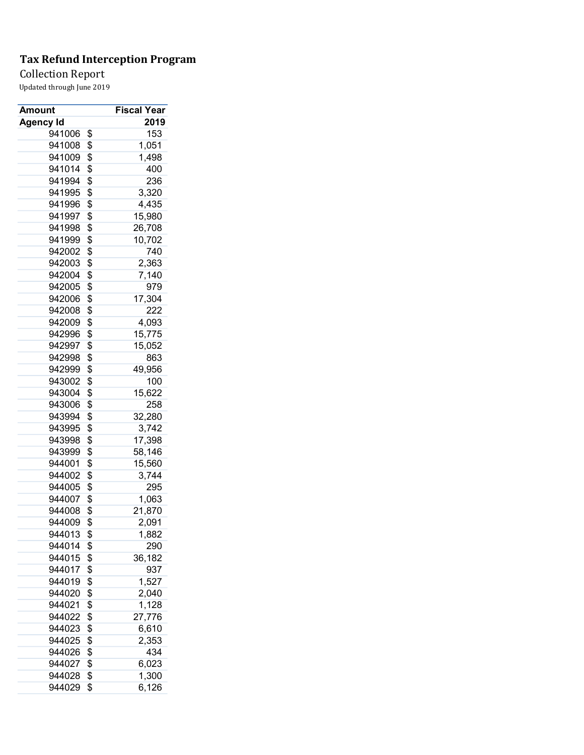**Tax Refund Interception Program**

Collection Report

Updated through June 2019

| Amount | | Fiscal Year |
|---|---|---|
| Agency Id | | 2019 |
| 941006 | $ | 153 |
| 941008 | $ | 1,051 |
| 941009 | $ | 1,498 |
| 941014 | $ | 400 |
| 941994 | $ | 236 |
| 941995 | $ | 3,320 |
| 941996 | $ | 4,435 |
| 941997 | $ | 15,980 |
| 941998 | $ | 26,708 |
| 941999 | $ | 10,702 |
| 942002 | $ | 740 |
| 942003 | $ | 2,363 |
| 942004 | $ | 7,140 |
| 942005 | $ | 979 |
| 942006 | $ | 17,304 |
| 942008 | $ | 222 |
| 942009 | $ | 4,093 |
| 942996 | $ | 15,775 |
| 942997 | $ | 15,052 |
| 942998 | $ | 863 |
| 942999 | $ | 49,956 |
| 943002 | $ | 100 |
| 943004 | $ | 15,622 |
| 943006 | $ | 258 |
| 943994 | $ | 32,280 |
| 943995 | $ | 3,742 |
| 943998 | $ | 17,398 |
| 943999 | $ | 58,146 |
| 944001 | $ | 15,560 |
| 944002 | $ | 3,744 |
| 944005 | $ | 295 |
| 944007 | $ | 1,063 |
| 944008 | $ | 21,870 |
| 944009 | $ | 2,091 |
| 944013 | $ | 1,882 |
| 944014 | $ | 290 |
| 944015 | $ | 36,182 |
| 944017 | $ | 937 |
| 944019 | $ | 1,527 |
| 944020 | $ | 2,040 |
| 944021 | $ | 1,128 |
| 944022 | $ | 27,776 |
| 944023 | $ | 6,610 |
| 944025 | $ | 2,353 |
| 944026 | $ | 434 |
| 944027 | $ | 6,023 |
| 944028 | $ | 1,300 |
| 944029 | $ | 6,126 |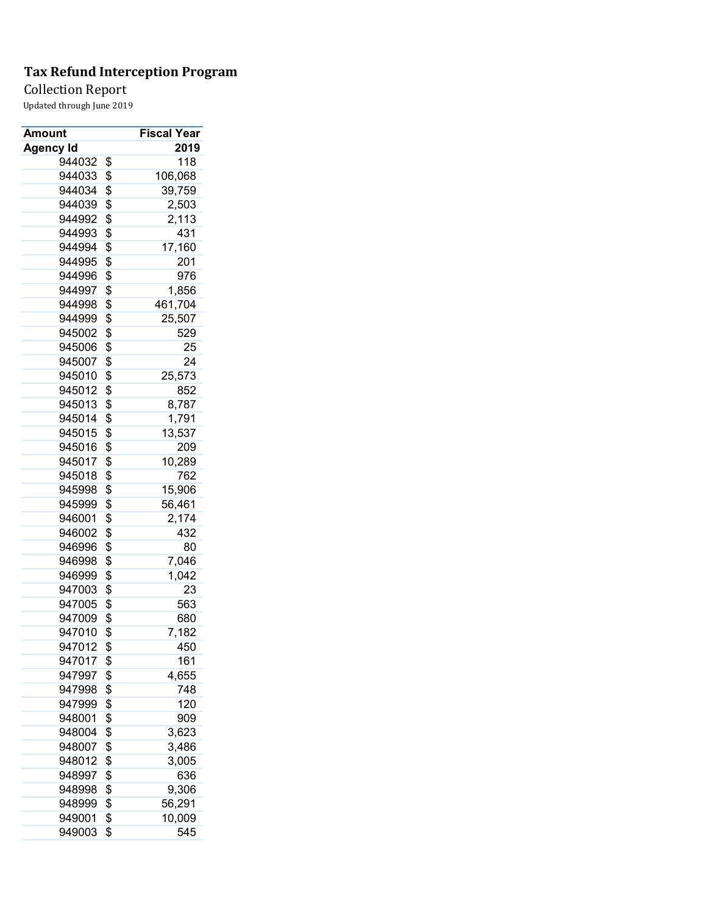**Tax Refund Interception Program**

Collection Report

Updated through June 2019

| Amount | Fiscal Year |
|---|---|
| Agency Id | 2019 |
| 944032 | $ 118 |
| 944033 | $ 106,068 |
| 944034 | $ 39,759 |
| 944039 | $ 2,503 |
| 944992 | $ 2,113 |
| 944993 | $ 431 |
| 944994 | $ 17,160 |
| 944995 | $ 201 |
| 944996 | $ 976 |
| 944997 | $ 1,856 |
| 944998 | $ 461,704 |
| 944999 | $ 25,507 |
| 945002 | $ 529 |
| 945006 | $ 25 |
| 945007 | $ 24 |
| 945010 | $ 25,573 |
| 945012 | $ 852 |
| 945013 | $ 8,787 |
| 945014 | $ 1,791 |
| 945015 | $ 13,537 |
| 945016 | $ 209 |
| 945017 | $ 10,289 |
| 945018 | $ 762 |
| 945998 | $ 15,906 |
| 945999 | $ 56,461 |
| 946001 | $ 2,174 |
| 946002 | $ 432 |
| 946996 | $ 80 |
| 946998 | $ 7,046 |
| 946999 | $ 1,042 |
| 947003 | $ 23 |
| 947005 | $ 563 |
| 947009 | $ 680 |
| 947010 | $ 7,182 |
| 947012 | $ 450 |
| 947017 | $ 161 |
| 947997 | $ 4,655 |
| 947998 | $ 748 |
| 947999 | $ 120 |
| 948001 | $ 909 |
| 948004 | $ 3,623 |
| 948007 | $ 3,486 |
| 948012 | $ 3,005 |
| 948997 | $ 636 |
| 948998 | $ 9,306 |
| 948999 | $ 56,291 |
| 949001 | $ 10,009 |
| 949003 | $ 545 |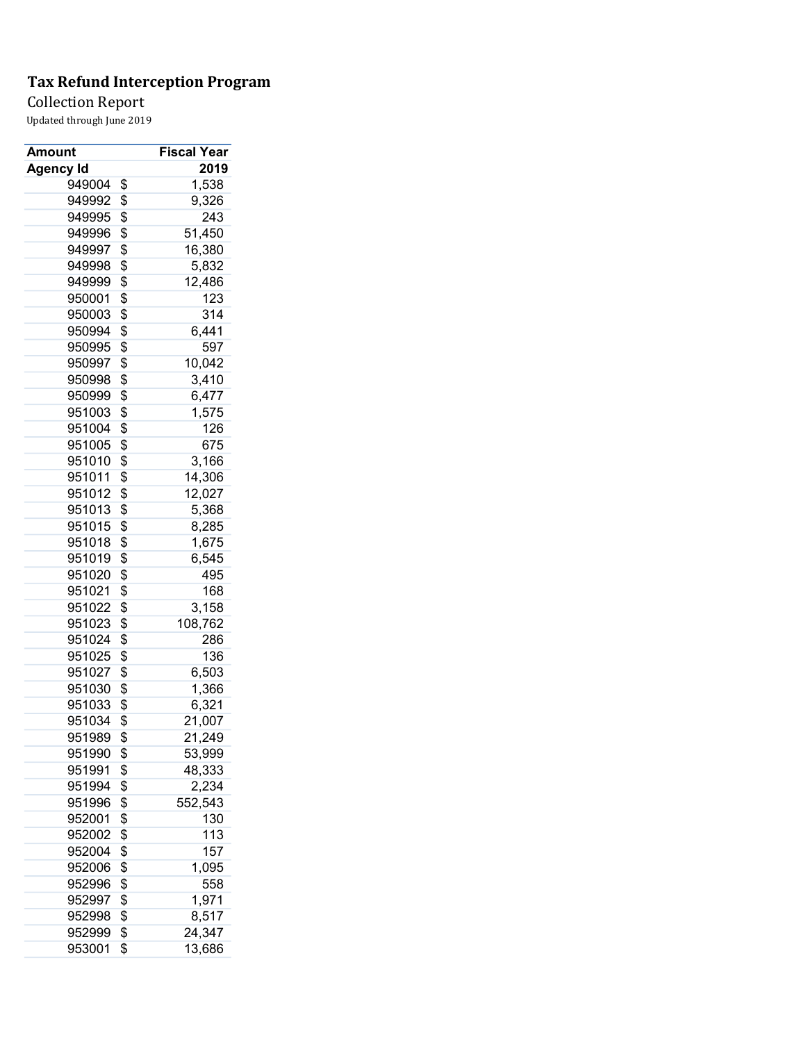**Tax Refund Interception Program**

Collection Report

Updated through June 2019

| Amount | | Fiscal Year |
|---|---|---|
| Agency Id | | 2019 |
| 949004 | $ | 1,538 |
| 949992 | $ | 9,326 |
| 949995 | $ | 243 |
| 949996 | $ | 51,450 |
| 949997 | $ | 16,380 |
| 949998 | $ | 5,832 |
| 949999 | $ | 12,486 |
| 950001 | $ | 123 |
| 950003 | $ | 314 |
| 950994 | $ | 6,441 |
| 950995 | $ | 597 |
| 950997 | $ | 10,042 |
| 950998 | $ | 3,410 |
| 950999 | $ | 6,477 |
| 951003 | $ | 1,575 |
| 951004 | $ | 126 |
| 951005 | $ | 675 |
| 951010 | $ | 3,166 |
| 951011 | $ | 14,306 |
| 951012 | $ | 12,027 |
| 951013 | $ | 5,368 |
| 951015 | $ | 8,285 |
| 951018 | $ | 1,675 |
| 951019 | $ | 6,545 |
| 951020 | $ | 495 |
| 951021 | $ | 168 |
| 951022 | $ | 3,158 |
| 951023 | $ | 108,762 |
| 951024 | $ | 286 |
| 951025 | $ | 136 |
| 951027 | $ | 6,503 |
| 951030 | $ | 1,366 |
| 951033 | $ | 6,321 |
| 951034 | $ | 21,007 |
| 951989 | $ | 21,249 |
| 951990 | $ | 53,999 |
| 951991 | $ | 48,333 |
| 951994 | $ | 2,234 |
| 951996 | $ | 552,543 |
| 952001 | $ | 130 |
| 952002 | $ | 113 |
| 952004 | $ | 157 |
| 952006 | $ | 1,095 |
| 952996 | $ | 558 |
| 952997 | $ | 1,971 |
| 952998 | $ | 8,517 |
| 952999 | $ | 24,347 |
| 953001 | $ | 13,686 |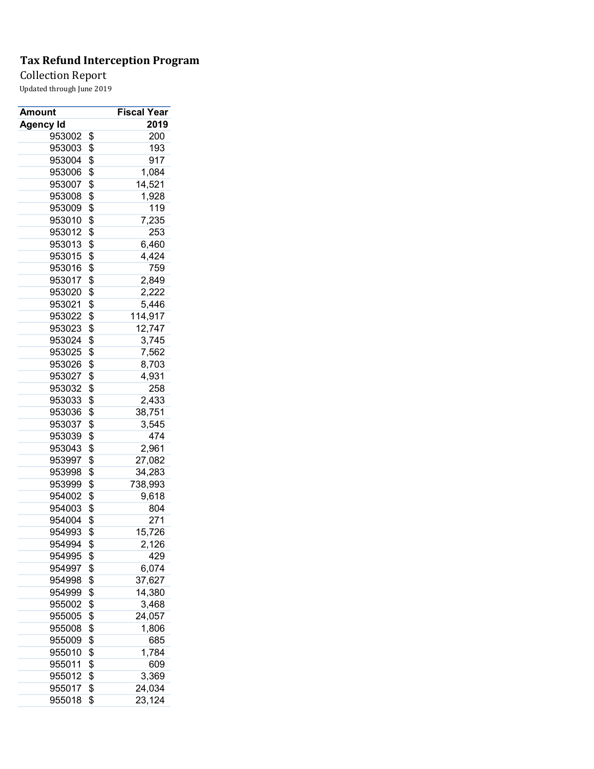**Tax Refund Interception Program**

Collection Report

Updated through June 2019

| Amount | Fiscal Year |
|---|---|
| **Agency Id** | **2019** |
| 953002 | $ 200 |
| 953003 | $ 193 |
| 953004 | $ 917 |
| 953006 | $ 1,084 |
| 953007 | $ 14,521 |
| 953008 | $ 1,928 |
| 953009 | $ 119 |
| 953010 | $ 7,235 |
| 953012 | $ 253 |
| 953013 | $ 6,460 |
| 953015 | $ 4,424 |
| 953016 | $ 759 |
| 953017 | $ 2,849 |
| 953020 | $ 2,222 |
| 953021 | $ 5,446 |
| 953022 | $ 114,917 |
| 953023 | $ 12,747 |
| 953024 | $ 3,745 |
| 953025 | $ 7,562 |
| 953026 | $ 8,703 |
| 953027 | $ 4,931 |
| 953032 | $ 258 |
| 953033 | $ 2,433 |
| 953036 | $ 38,751 |
| 953037 | $ 3,545 |
| 953039 | $ 474 |
| 953043 | $ 2,961 |
| 953997 | $ 27,082 |
| 953998 | $ 34,283 |
| 953999 | $ 738,993 |
| 954002 | $ 9,618 |
| 954003 | $ 804 |
| 954004 | $ 271 |
| 954993 | $ 15,726 |
| 954994 | $ 2,126 |
| 954995 | $ 429 |
| 954997 | $ 6,074 |
| 954998 | $ 37,627 |
| 954999 | $ 14,380 |
| 955002 | $ 3,468 |
| 955005 | $ 24,057 |
| 955008 | $ 1,806 |
| 955009 | $ 685 |
| 955010 | $ 1,784 |
| 955011 | $ 609 |
| 955012 | $ 3,369 |
| 955017 | $ 24,034 |
| 955018 | $ 23,124 |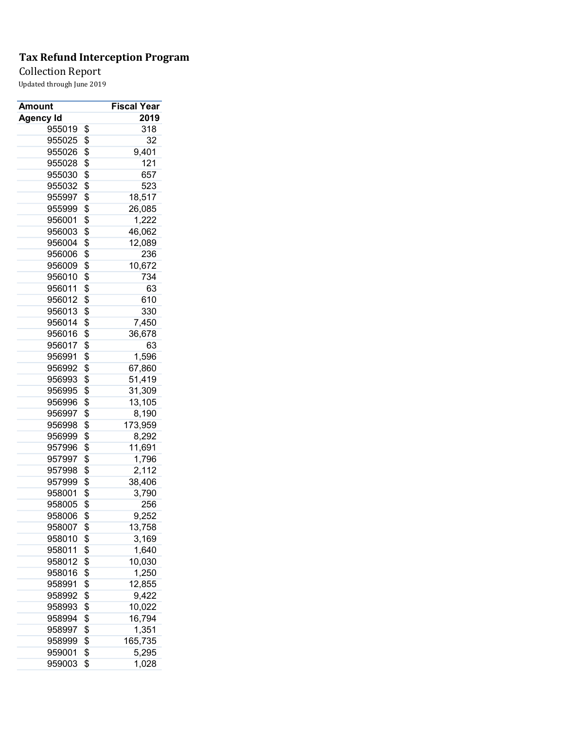**Tax Refund Interception Program**

Collection Report

Updated through June 2019

| Amount | Fiscal Year |
|---|---|
| Agency Id | 2019 |
| 955019 | $ 318 |
| 955025 | $ 32 |
| 955026 | $ 9,401 |
| 955028 | $ 121 |
| 955030 | $ 657 |
| 955032 | $ 523 |
| 955997 | $ 18,517 |
| 955999 | $ 26,085 |
| 956001 | $ 1,222 |
| 956003 | $ 46,062 |
| 956004 | $ 12,089 |
| 956006 | $ 236 |
| 956009 | $ 10,672 |
| 956010 | $ 734 |
| 956011 | $ 63 |
| 956012 | $ 610 |
| 956013 | $ 330 |
| 956014 | $ 7,450 |
| 956016 | $ 36,678 |
| 956017 | $ 63 |
| 956991 | $ 1,596 |
| 956992 | $ 67,860 |
| 956993 | $ 51,419 |
| 956995 | $ 31,309 |
| 956996 | $ 13,105 |
| 956997 | $ 8,190 |
| 956998 | $ 173,959 |
| 956999 | $ 8,292 |
| 957996 | $ 11,691 |
| 957997 | $ 1,796 |
| 957998 | $ 2,112 |
| 957999 | $ 38,406 |
| 958001 | $ 3,790 |
| 958005 | $ 256 |
| 958006 | $ 9,252 |
| 958007 | $ 13,758 |
| 958010 | $ 3,169 |
| 958011 | $ 1,640 |
| 958012 | $ 10,030 |
| 958016 | $ 1,250 |
| 958991 | $ 12,855 |
| 958992 | $ 9,422 |
| 958993 | $ 10,022 |
| 958994 | $ 16,794 |
| 958997 | $ 1,351 |
| 958999 | $ 165,735 |
| 959001 | $ 5,295 |
| 959003 | $ 1,028 |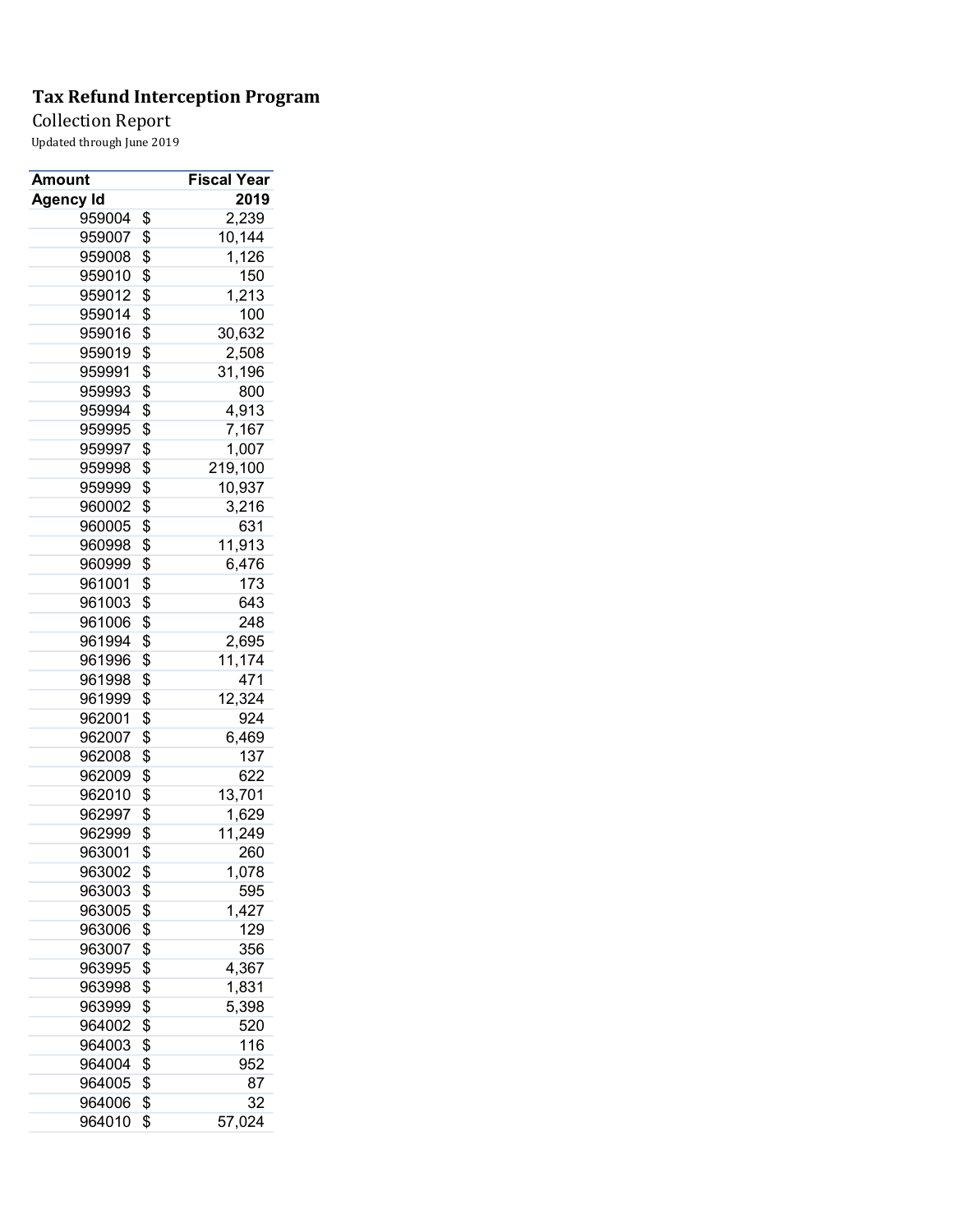**Tax Refund Interception Program**

Collection Report

Updated through June 2019

| Amount | Fiscal Year |
|---|---|
| Agency Id | 2019 |
| 959004 | $ 2,239 |
| 959007 | $ 10,144 |
| 959008 | $ 1,126 |
| 959010 | $ 150 |
| 959012 | $ 1,213 |
| 959014 | $ 100 |
| 959016 | $ 30,632 |
| 959019 | $ 2,508 |
| 959991 | $ 31,196 |
| 959993 | $ 800 |
| 959994 | $ 4,913 |
| 959995 | $ 7,167 |
| 959997 | $ 1,007 |
| 959998 | $ 219,100 |
| 959999 | $ 10,937 |
| 960002 | $ 3,216 |
| 960005 | $ 631 |
| 960998 | $ 11,913 |
| 960999 | $ 6,476 |
| 961001 | $ 173 |
| 961003 | $ 643 |
| 961006 | $ 248 |
| 961994 | $ 2,695 |
| 961996 | $ 11,174 |
| 961998 | $ 471 |
| 961999 | $ 12,324 |
| 962001 | $ 924 |
| 962007 | $ 6,469 |
| 962008 | $ 137 |
| 962009 | $ 622 |
| 962010 | $ 13,701 |
| 962997 | $ 1,629 |
| 962999 | $ 11,249 |
| 963001 | $ 260 |
| 963002 | $ 1,078 |
| 963003 | $ 595 |
| 963005 | $ 1,427 |
| 963006 | $ 129 |
| 963007 | $ 356 |
| 963995 | $ 4,367 |
| 963998 | $ 1,831 |
| 963999 | $ 5,398 |
| 964002 | $ 520 |
| 964003 | $ 116 |
| 964004 | $ 952 |
| 964005 | $ 87 |
| 964006 | $ 32 |
| 964010 | $ 57,024 |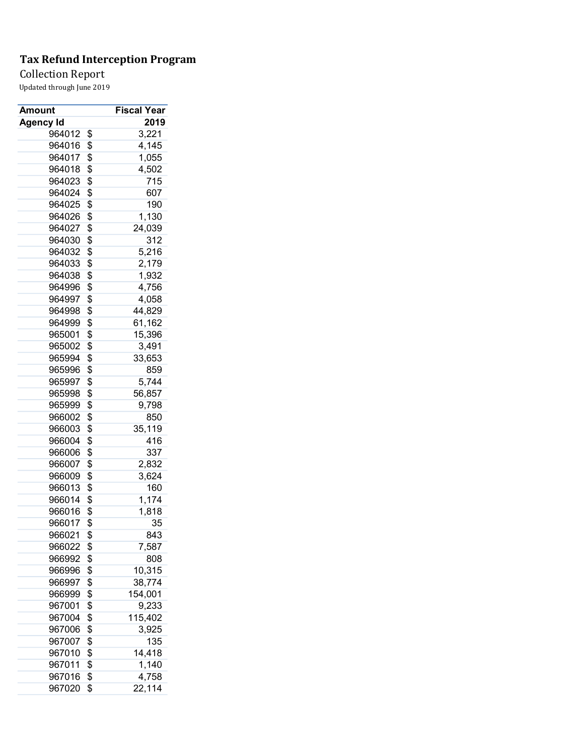**Tax Refund Interception Program**

Collection Report

Updated through June 2019

| Amount | Fiscal Year |
|---|---|
| Agency Id | 2019 |
| 964012 | $ 3,221 |
| 964016 | $ 4,145 |
| 964017 | $ 1,055 |
| 964018 | $ 4,502 |
| 964023 | $ 715 |
| 964024 | $ 607 |
| 964025 | $ 190 |
| 964026 | $ 1,130 |
| 964027 | $ 24,039 |
| 964030 | $ 312 |
| 964032 | $ 5,216 |
| 964033 | $ 2,179 |
| 964038 | $ 1,932 |
| 964996 | $ 4,756 |
| 964997 | $ 4,058 |
| 964998 | $ 44,829 |
| 964999 | $ 61,162 |
| 965001 | $ 15,396 |
| 965002 | $ 3,491 |
| 965994 | $ 33,653 |
| 965996 | $ 859 |
| 965997 | $ 5,744 |
| 965998 | $ 56,857 |
| 965999 | $ 9,798 |
| 966002 | $ 850 |
| 966003 | $ 35,119 |
| 966004 | $ 416 |
| 966006 | $ 337 |
| 966007 | $ 2,832 |
| 966009 | $ 3,624 |
| 966013 | $ 160 |
| 966014 | $ 1,174 |
| 966016 | $ 1,818 |
| 966017 | $ 35 |
| 966021 | $ 843 |
| 966022 | $ 7,587 |
| 966992 | $ 808 |
| 966996 | $ 10,315 |
| 966997 | $ 38,774 |
| 966999 | $ 154,001 |
| 967001 | $ 9,233 |
| 967004 | $ 115,402 |
| 967006 | $ 3,925 |
| 967007 | $ 135 |
| 967010 | $ 14,418 |
| 967011 | $ 1,140 |
| 967016 | $ 4,758 |
| 967020 | $ 22,114 |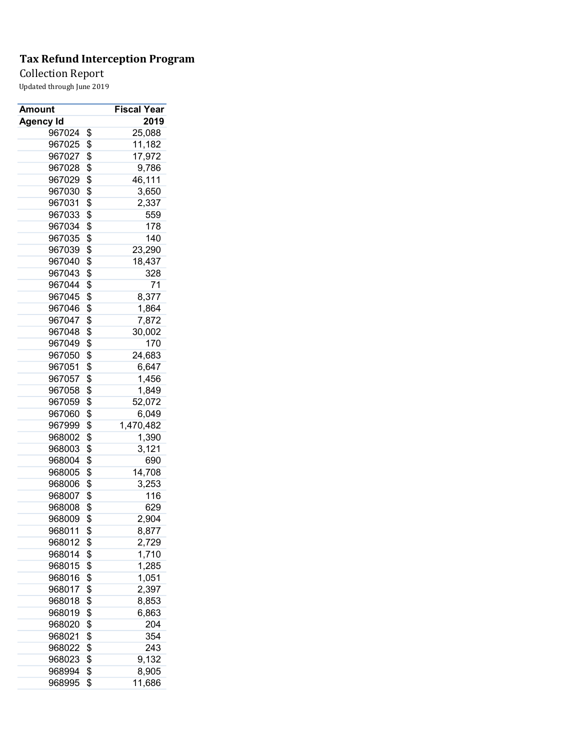**Tax Refund Interception Program**

Collection Report

Updated through June 2019

| Amount | Fiscal Year |
|---|---|
| **Agency Id** | **2019** |
| 967024 | $ 25,088 |
| 967025 | $ 11,182 |
| 967027 | $ 17,972 |
| 967028 | $ 9,786 |
| 967029 | $ 46,111 |
| 967030 | $ 3,650 |
| 967031 | $ 2,337 |
| 967033 | $ 559 |
| 967034 | $ 178 |
| 967035 | $ 140 |
| 967039 | $ 23,290 |
| 967040 | $ 18,437 |
| 967043 | $ 328 |
| 967044 | $ 71 |
| 967045 | $ 8,377 |
| 967046 | $ 1,864 |
| 967047 | $ 7,872 |
| 967048 | $ 30,002 |
| 967049 | $ 170 |
| 967050 | $ 24,683 |
| 967051 | $ 6,647 |
| 967057 | $ 1,456 |
| 967058 | $ 1,849 |
| 967059 | $ 52,072 |
| 967060 | $ 6,049 |
| 967999 | $ 1,470,482 |
| 968002 | $ 1,390 |
| 968003 | $ 3,121 |
| 968004 | $ 690 |
| 968005 | $ 14,708 |
| 968006 | $ 3,253 |
| 968007 | $ 116 |
| 968008 | $ 629 |
| 968009 | $ 2,904 |
| 968011 | $ 8,877 |
| 968012 | $ 2,729 |
| 968014 | $ 1,710 |
| 968015 | $ 1,285 |
| 968016 | $ 1,051 |
| 968017 | $ 2,397 |
| 968018 | $ 8,853 |
| 968019 | $ 6,863 |
| 968020 | $ 204 |
| 968021 | $ 354 |
| 968022 | $ 243 |
| 968023 | $ 9,132 |
| 968994 | $ 8,905 |
| 968995 | $ 11,686 |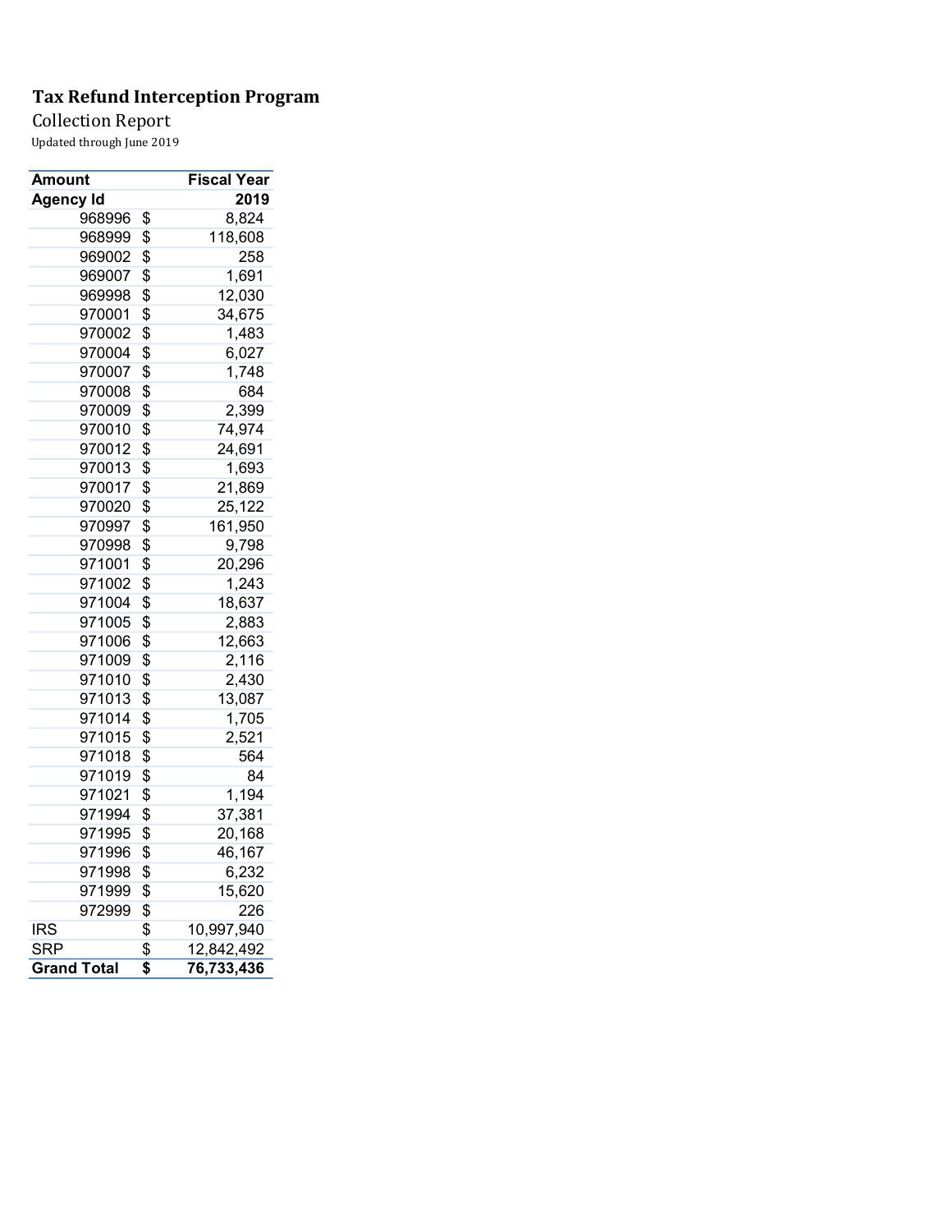**Tax Refund Interception Program**

Collection Report

Updated through June 2019

| Amount | | Fiscal Year |
|---|---|---|
| **Agency Id** | | **2019** |
| 968996 | $ | 8,824 |
| 968999 | $ | 118,608 |
| 969002 | $ | 258 |
| 969007 | $ | 1,691 |
| 969998 | $ | 12,030 |
| 970001 | $ | 34,675 |
| 970002 | $ | 1,483 |
| 970004 | $ | 6,027 |
| 970007 | $ | 1,748 |
| 970008 | $ | 684 |
| 970009 | $ | 2,399 |
| 970010 | $ | 74,974 |
| 970012 | $ | 24,691 |
| 970013 | $ | 1,693 |
| 970017 | $ | 21,869 |
| 970020 | $ | 25,122 |
| 970997 | $ | 161,950 |
| 970998 | $ | 9,798 |
| 971001 | $ | 20,296 |
| 971002 | $ | 1,243 |
| 971004 | $ | 18,637 |
| 971005 | $ | 2,883 |
| 971006 | $ | 12,663 |
| 971009 | $ | 2,116 |
| 971010 | $ | 2,430 |
| 971013 | $ | 13,087 |
| 971014 | $ | 1,705 |
| 971015 | $ | 2,521 |
| 971018 | $ | 564 |
| 971019 | $ | 84 |
| 971021 | $ | 1,194 |
| 971994 | $ | 37,381 |
| 971995 | $ | 20,168 |
| 971996 | $ | 46,167 |
| 971998 | $ | 6,232 |
| 971999 | $ | 15,620 |
| 972999 | $ | 226 |
| IRS | $ | 10,997,940 |
| SRP | $ | 12,842,492 |
| **Grand Total** | **$** | **76,733,436** |